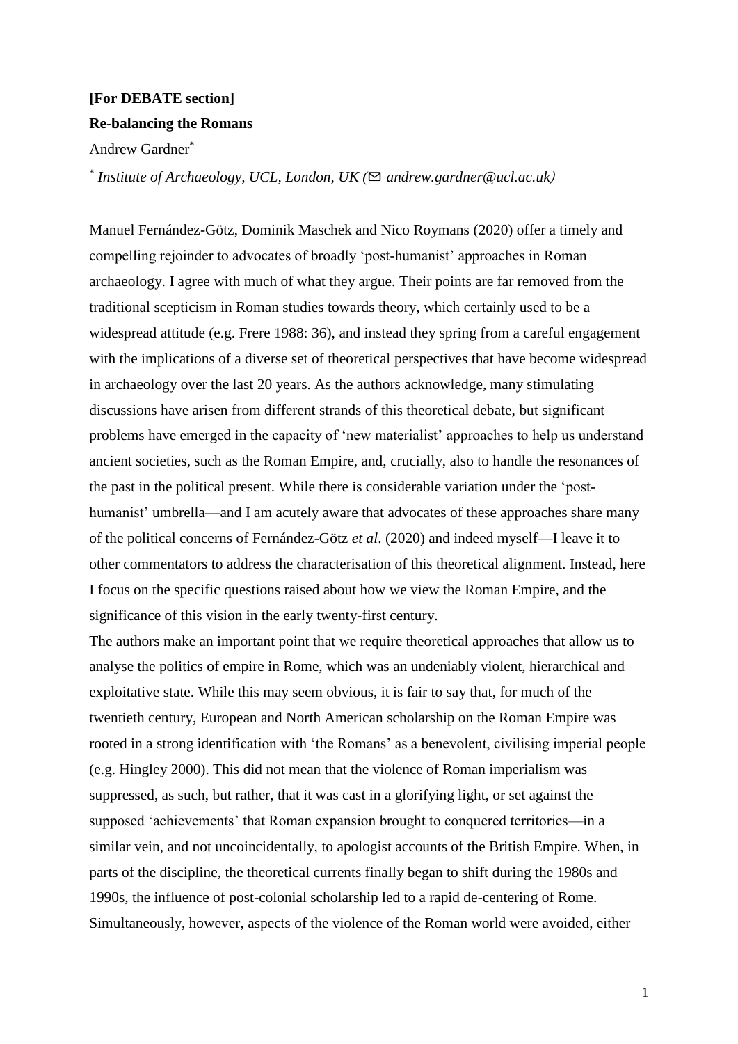**[For DEBATE section]**

**Re-balancing the Romans**

Andrew Gardner[*]

[*] *Institute of Archaeology, UCL, London, UK (✉ andrew.gardner@ucl.ac.uk)*

Manuel Fernández-Götz, Dominik Maschek and Nico Roymans (2020) offer a timely and compelling rejoinder to advocates of broadly 'post-humanist' approaches in Roman archaeology. I agree with much of what they argue. Their points are far removed from the traditional scepticism in Roman studies towards theory, which certainly used to be a widespread attitude (e.g. Frere 1988: 36), and instead they spring from a careful engagement with the implications of a diverse set of theoretical perspectives that have become widespread in archaeology over the last 20 years. As the authors acknowledge, many stimulating discussions have arisen from different strands of this theoretical debate, but significant problems have emerged in the capacity of 'new materialist' approaches to help us understand ancient societies, such as the Roman Empire, and, crucially, also to handle the resonances of the past in the political present. While there is considerable variation under the 'post-humanist' umbrella—and I am acutely aware that advocates of these approaches share many of the political concerns of Fernández-Götz *et al*. (2020) and indeed myself—I leave it to other commentators to address the characterisation of this theoretical alignment. Instead, here I focus on the specific questions raised about how we view the Roman Empire, and the significance of this vision in the early twenty-first century.

The authors make an important point that we require theoretical approaches that allow us to analyse the politics of empire in Rome, which was an undeniably violent, hierarchical and exploitative state. While this may seem obvious, it is fair to say that, for much of the twentieth century, European and North American scholarship on the Roman Empire was rooted in a strong identification with 'the Romans' as a benevolent, civilising imperial people (e.g. Hingley 2000). This did not mean that the violence of Roman imperialism was suppressed, as such, but rather, that it was cast in a glorifying light, or set against the supposed 'achievements' that Roman expansion brought to conquered territories—in a similar vein, and not uncoincidentally, to apologist accounts of the British Empire. When, in parts of the discipline, the theoretical currents finally began to shift during the 1980s and 1990s, the influence of post-colonial scholarship led to a rapid de-centering of Rome. Simultaneously, however, aspects of the violence of the Roman world were avoided, either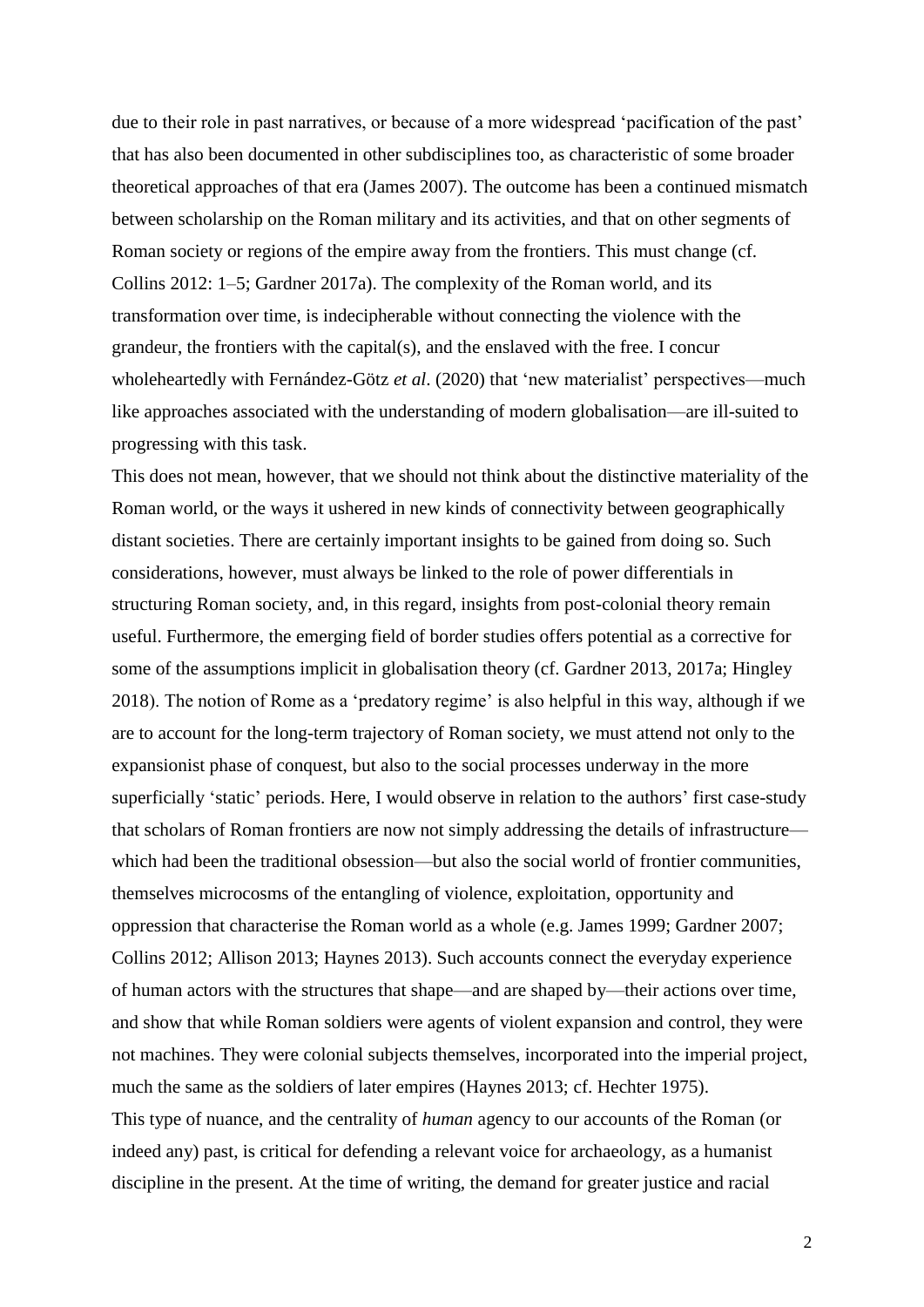due to their role in past narratives, or because of a more widespread 'pacification of the past' that has also been documented in other subdisciplines too, as characteristic of some broader theoretical approaches of that era (James 2007). The outcome has been a continued mismatch between scholarship on the Roman military and its activities, and that on other segments of Roman society or regions of the empire away from the frontiers. This must change (cf. Collins 2012: 1–5; Gardner 2017a). The complexity of the Roman world, and its transformation over time, is indecipherable without connecting the violence with the grandeur, the frontiers with the capital(s), and the enslaved with the free. I concur wholeheartedly with Fernández-Götz *et al*. (2020) that 'new materialist' perspectives—much like approaches associated with the understanding of modern globalisation—are ill-suited to progressing with this task.

This does not mean, however, that we should not think about the distinctive materiality of the Roman world, or the ways it ushered in new kinds of connectivity between geographically distant societies. There are certainly important insights to be gained from doing so. Such considerations, however, must always be linked to the role of power differentials in structuring Roman society, and, in this regard, insights from post-colonial theory remain useful. Furthermore, the emerging field of border studies offers potential as a corrective for some of the assumptions implicit in globalisation theory (cf. Gardner 2013, 2017a; Hingley 2018). The notion of Rome as a 'predatory regime' is also helpful in this way, although if we are to account for the long-term trajectory of Roman society, we must attend not only to the expansionist phase of conquest, but also to the social processes underway in the more superficially 'static' periods. Here, I would observe in relation to the authors' first case-study that scholars of Roman frontiers are now not simply addressing the details of infrastructure—which had been the traditional obsession—but also the social world of frontier communities, themselves microcosms of the entangling of violence, exploitation, opportunity and oppression that characterise the Roman world as a whole (e.g. James 1999; Gardner 2007; Collins 2012; Allison 2013; Haynes 2013). Such accounts connect the everyday experience of human actors with the structures that shape—and are shaped by—their actions over time, and show that while Roman soldiers were agents of violent expansion and control, they were not machines. They were colonial subjects themselves, incorporated into the imperial project, much the same as the soldiers of later empires (Haynes 2013; cf. Hechter 1975).

This type of nuance, and the centrality of *human* agency to our accounts of the Roman (or indeed any) past, is critical for defending a relevant voice for archaeology, as a humanist discipline in the present. At the time of writing, the demand for greater justice and racial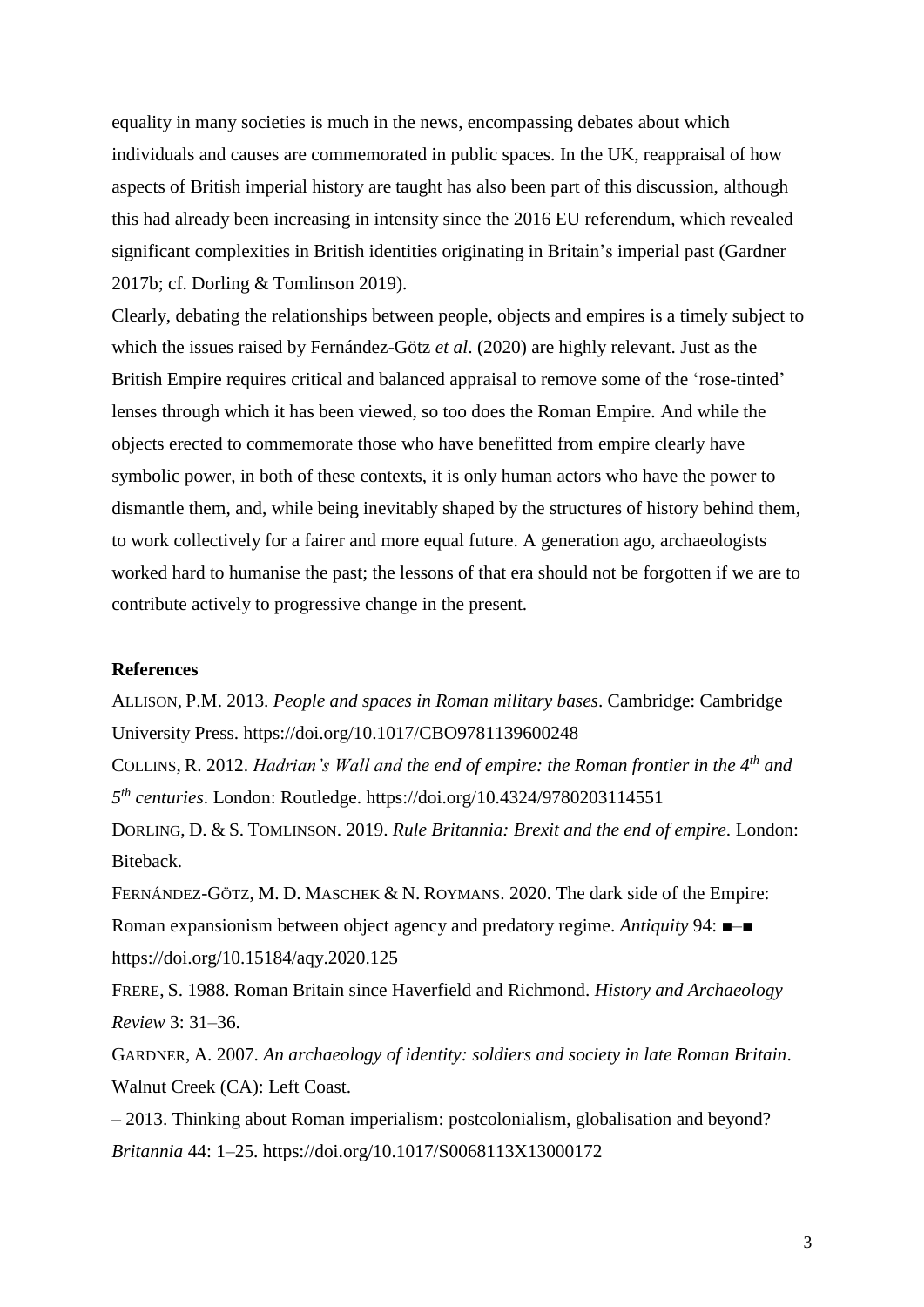equality in many societies is much in the news, encompassing debates about which individuals and causes are commemorated in public spaces. In the UK, reappraisal of how aspects of British imperial history are taught has also been part of this discussion, although this had already been increasing in intensity since the 2016 EU referendum, which revealed significant complexities in British identities originating in Britain's imperial past (Gardner 2017b; cf. Dorling & Tomlinson 2019).

Clearly, debating the relationships between people, objects and empires is a timely subject to which the issues raised by Fernández-Götz *et al*. (2020) are highly relevant. Just as the British Empire requires critical and balanced appraisal to remove some of the 'rose-tinted' lenses through which it has been viewed, so too does the Roman Empire. And while the objects erected to commemorate those who have benefitted from empire clearly have symbolic power, in both of these contexts, it is only human actors who have the power to dismantle them, and, while being inevitably shaped by the structures of history behind them, to work collectively for a fairer and more equal future. A generation ago, archaeologists worked hard to humanise the past; the lessons of that era should not be forgotten if we are to contribute actively to progressive change in the present.

**References**

ALLISON, P.M. 2013. *People and spaces in Roman military bases*. Cambridge: Cambridge University Press. https://doi.org/10.1017/CBO9781139600248

COLLINS, R. 2012. *Hadrian's Wall and the end of empire: the Roman frontier in the 4th and 5th centuries*. London: Routledge. https://doi.org/10.4324/9780203114551

DORLING, D. & S. TOMLINSON. 2019. *Rule Britannia: Brexit and the end of empire*. London: Biteback.

FERNÁNDEZ-GÖTZ, M. D. MASCHEK & N. ROYMANS. 2020. The dark side of the Empire: Roman expansionism between object agency and predatory regime. *Antiquity* 94: ■–■ https://doi.org/10.15184/aqy.2020.125

FRERE, S. 1988. Roman Britain since Haverfield and Richmond. *History and Archaeology Review* 3: 31–36.

GARDNER, A. 2007. *An archaeology of identity: soldiers and society in late Roman Britain*. Walnut Creek (CA): Left Coast.

– 2013. Thinking about Roman imperialism: postcolonialism, globalisation and beyond? *Britannia* 44: 1–25. https://doi.org/10.1017/S0068113X13000172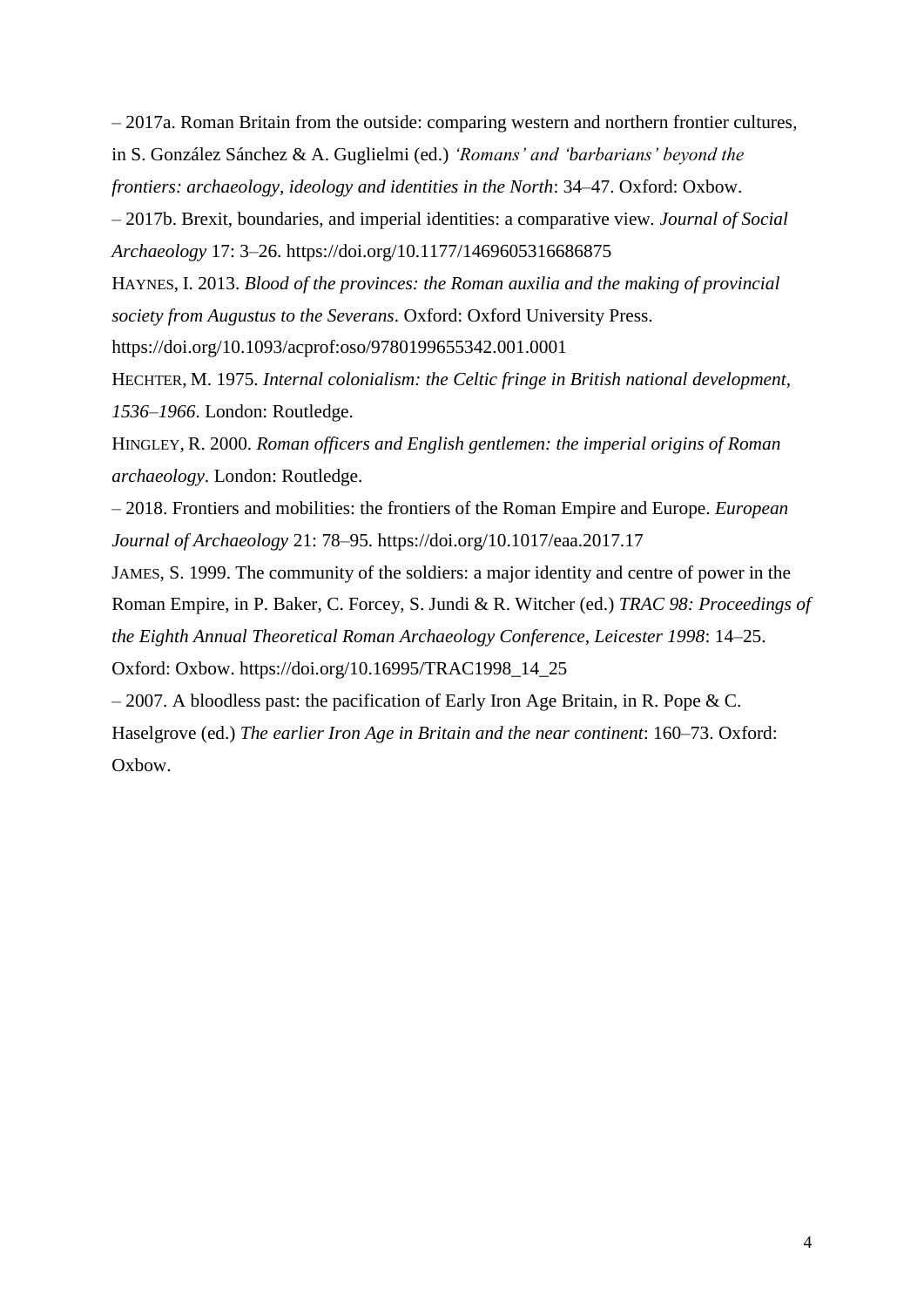– 2017a. Roman Britain from the outside: comparing western and northern frontier cultures, in S. González Sánchez & A. Guglielmi (ed.) *'Romans' and 'barbarians' beyond the frontiers: archaeology, ideology and identities in the North*: 34–47. Oxford: Oxbow.

– 2017b. Brexit, boundaries, and imperial identities: a comparative view. *Journal of Social Archaeology* 17: 3–26. https://doi.org/10.1177/1469605316686875

HAYNES, I. 2013. *Blood of the provinces: the Roman auxilia and the making of provincial society from Augustus to the Severans*. Oxford: Oxford University Press. https://doi.org/10.1093/acprof:oso/9780199655342.001.0001

HECHTER, M. 1975. *Internal colonialism: the Celtic fringe in British national development, 1536–1966*. London: Routledge.

HINGLEY, R. 2000. *Roman officers and English gentlemen: the imperial origins of Roman archaeology*. London: Routledge.

– 2018. Frontiers and mobilities: the frontiers of the Roman Empire and Europe. *European Journal of Archaeology* 21: 78–95. https://doi.org/10.1017/eaa.2017.17

JAMES, S. 1999. The community of the soldiers: a major identity and centre of power in the Roman Empire, in P. Baker, C. Forcey, S. Jundi & R. Witcher (ed.) *TRAC 98: Proceedings of the Eighth Annual Theoretical Roman Archaeology Conference, Leicester 1998*: 14–25. Oxford: Oxbow. https://doi.org/10.16995/TRAC1998_14_25

– 2007. A bloodless past: the pacification of Early Iron Age Britain, in R. Pope & C. Haselgrove (ed.) *The earlier Iron Age in Britain and the near continent*: 160–73. Oxford: Oxbow.